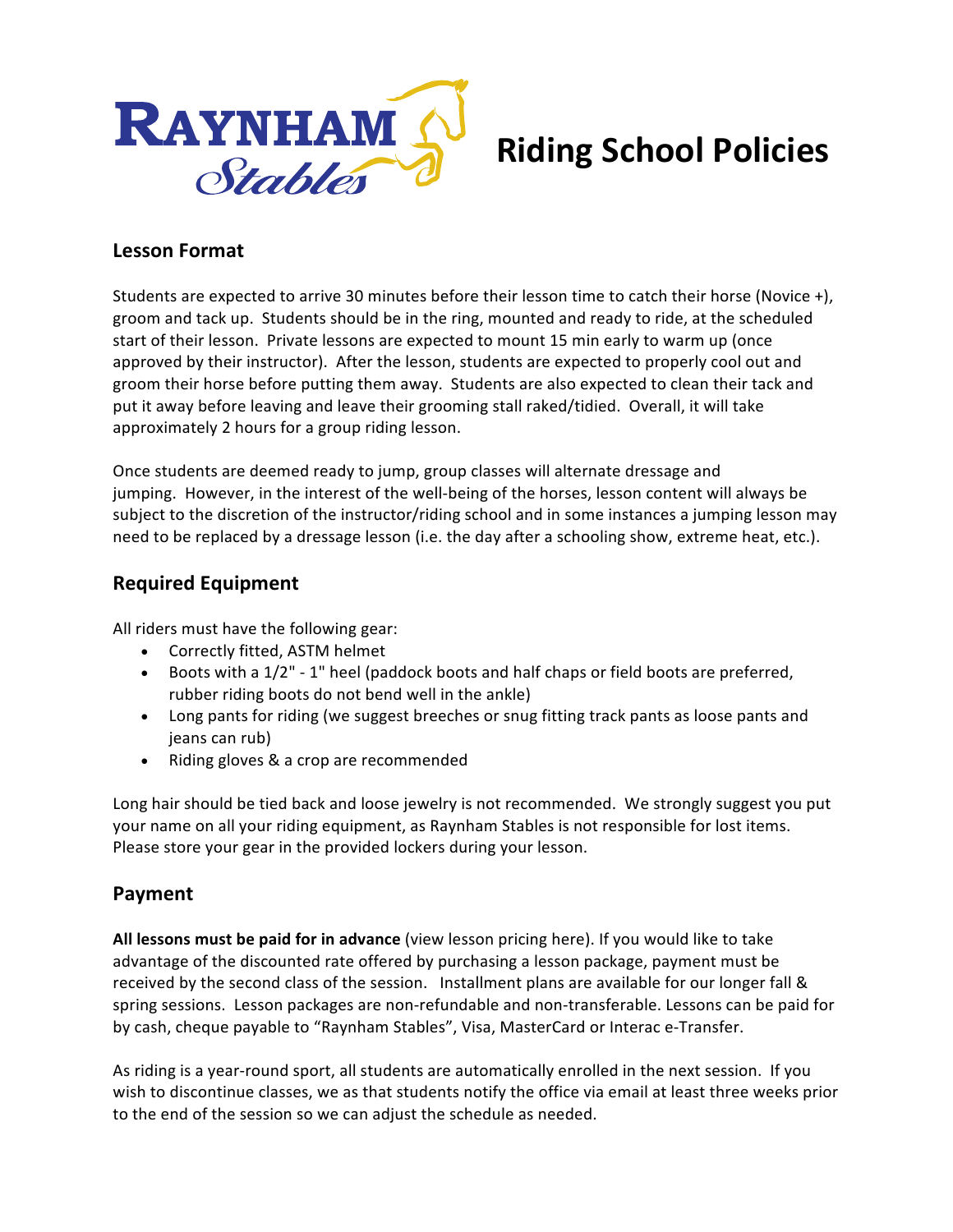# Raynham Stables — Riding School Policies

## Lesson Format

Students are expected to arrive 30 minutes before their lesson time to catch their horse (Novice +), groom and tack up. Students should be in the ring, mounted and ready to ride, at the scheduled start of their lesson. Private lessons are expected to mount 15 min early to warm up (once approved by their instructor). After the lesson, students are expected to properly cool out and groom their horse before putting them away. Students are also expected to clean their tack and put it away before leaving and leave their grooming stall raked/tidied. Overall, it will take approximately 2 hours for a group riding lesson.

Once students are deemed ready to jump, group classes will alternate dressage and jumping. However, in the interest of the well-being of the horses, lesson content will always be subject to the discretion of the instructor/riding school and in some instances a jumping lesson may need to be replaced by a dressage lesson (i.e. the day after a schooling show, extreme heat, etc.).

## Required Equipment

All riders must have the following gear:

- Correctly fitted, ASTM helmet
- Boots with a 1/2" - 1" heel (paddock boots and half chaps or field boots are preferred, rubber riding boots do not bend well in the ankle)
- Long pants for riding (we suggest breeches or snug fitting track pants as loose pants and jeans can rub)
- Riding gloves & a crop are recommended

Long hair should be tied back and loose jewelry is not recommended. We strongly suggest you put your name on all your riding equipment, as Raynham Stables is not responsible for lost items. Please store your gear in the provided lockers during your lesson.

## Payment

**All lessons must be paid for in advance** (view lesson pricing here). If you would like to take advantage of the discounted rate offered by purchasing a lesson package, payment must be received by the second class of the session. Installment plans are available for our longer fall & spring sessions. Lesson packages are non-refundable and non-transferable. Lessons can be paid for by cash, cheque payable to "Raynham Stables", Visa, MasterCard or Interac e-Transfer.

As riding is a year-round sport, all students are automatically enrolled in the next session. If you wish to discontinue classes, we as that students notify the office via email at least three weeks prior to the end of the session so we can adjust the schedule as needed.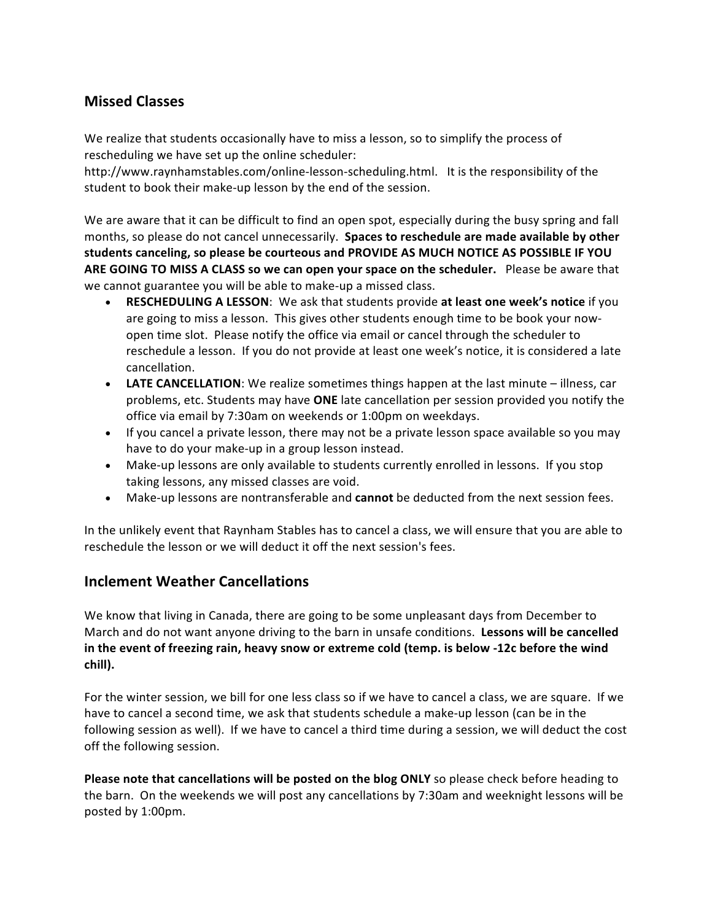## Missed Classes

We realize that students occasionally have to miss a lesson, so to simplify the process of rescheduling we have set up the online scheduler: http://www.raynhamstables.com/online-lesson-scheduling.html. It is the responsibility of the student to book their make-up lesson by the end of the session.

We are aware that it can be difficult to find an open spot, especially during the busy spring and fall months, so please do not cancel unnecessarily. **Spaces to reschedule are made available by other students canceling, so please be courteous and PROVIDE AS MUCH NOTICE AS POSSIBLE IF YOU ARE GOING TO MISS A CLASS so we can open your space on the scheduler.** Please be aware that we cannot guarantee you will be able to make-up a missed class.

- **RESCHEDULING A LESSON**: We ask that students provide **at least one week's notice** if you are going to miss a lesson. This gives other students enough time to be book your now-open time slot. Please notify the office via email or cancel through the scheduler to reschedule a lesson. If you do not provide at least one week's notice, it is considered a late cancellation.
- **LATE CANCELLATION**: We realize sometimes things happen at the last minute – illness, car problems, etc. Students may have **ONE** late cancellation per session provided you notify the office via email by 7:30am on weekends or 1:00pm on weekdays.
- If you cancel a private lesson, there may not be a private lesson space available so you may have to do your make-up in a group lesson instead.
- Make-up lessons are only available to students currently enrolled in lessons. If you stop taking lessons, any missed classes are void.
- Make-up lessons are nontransferable and **cannot** be deducted from the next session fees.

In the unlikely event that Raynham Stables has to cancel a class, we will ensure that you are able to reschedule the lesson or we will deduct it off the next session's fees.

## Inclement Weather Cancellations

We know that living in Canada, there are going to be some unpleasant days from December to March and do not want anyone driving to the barn in unsafe conditions. **Lessons will be cancelled in the event of freezing rain, heavy snow or extreme cold (temp. is below -12c before the wind chill).**

For the winter session, we bill for one less class so if we have to cancel a class, we are square. If we have to cancel a second time, we ask that students schedule a make-up lesson (can be in the following session as well). If we have to cancel a third time during a session, we will deduct the cost off the following session.

**Please note that cancellations will be posted on the blog ONLY** so please check before heading to the barn. On the weekends we will post any cancellations by 7:30am and weeknight lessons will be posted by 1:00pm.